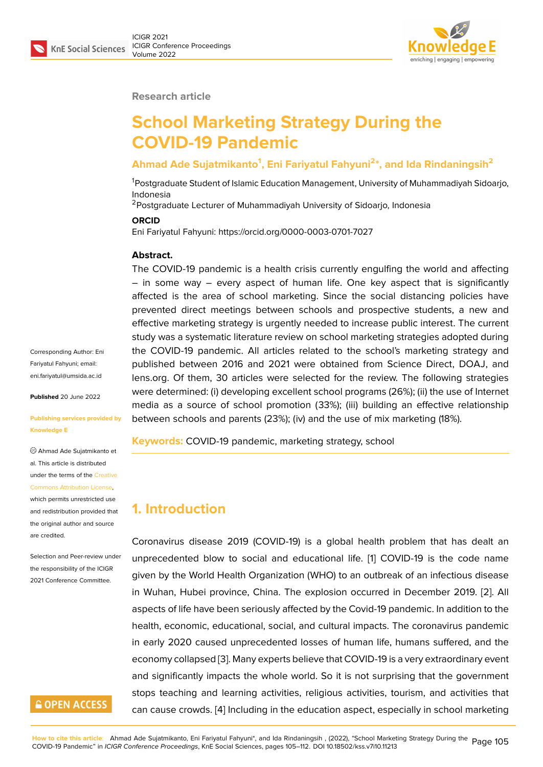Research article

# School Marketing Strategy During the COVID-19 Pandemic

**Ahmad Ade Sujatmikanto[1], Eni Fariyatul Fahyuni[2]*, and Ida Rindaningsih[2]**

[1]Postgraduate Student of Islamic Education Management, University of Muhammadiyah Sidoarjo, Indonesia
[2]Postgraduate Lecturer of Muhammadiyah University of Sidoarjo, Indonesia

**ORCID**
Eni Fariyatul Fahyuni: https://orcid.org/0000-0003-0701-7027

Corresponding Author: Eni Fariyatul Fahyuni; email: eni.fariyatul@umsida.ac.id

**Published** 20 June 2022

**Publishing services provided by Knowledge E**

© Ahmad Ade Sujatmikanto et al. This article is distributed under the terms of the Creative Commons Attribution License, which permits unrestricted use and redistribution provided that the original author and source are credited.

Selection and Peer-review under the responsibility of the ICIGR 2021 Conference Committee.

**Abstract.**
The COVID-19 pandemic is a health crisis currently engulfing the world and affecting – in some way – every aspect of human life. One key aspect that is significantly affected is the area of school marketing. Since the social distancing policies have prevented direct meetings between schools and prospective students, a new and effective marketing strategy is urgently needed to increase public interest. The current study was a systematic literature review on school marketing strategies adopted during the COVID-19 pandemic. All articles related to the school's marketing strategy and published between 2016 and 2021 were obtained from Science Direct, DOAJ, and lens.org. Of them, 30 articles were selected for the review. The following strategies were determined: (i) developing excellent school programs (26%); (ii) the use of Internet media as a source of school promotion (33%); (iii) building an effective relationship between schools and parents (23%); (iv) and the use of mix marketing (18%).

**Keywords:** COVID-19 pandemic, marketing strategy, school

## 1. Introduction

Coronavirus disease 2019 (COVID-19) is a global health problem that has dealt an unprecedented blow to social and educational life. [1] COVID-19 is the code name given by the World Health Organization (WHO) to an outbreak of an infectious disease in Wuhan, Hubei province, China. The explosion occurred in December 2019. [2]. All aspects of life have been seriously affected by the Covid-19 pandemic. In addition to the health, economic, educational, social, and cultural impacts. The coronavirus pandemic in early 2020 caused unprecedented losses of human life, humans suffered, and the economy collapsed [3]. Many experts believe that COVID-19 is a very extraordinary event and significantly impacts the whole world. So it is not surprising that the government stops teaching and learning activities, religious activities, tourism, and activities that can cause crowds. [4] Including in the education aspect, especially in school marketing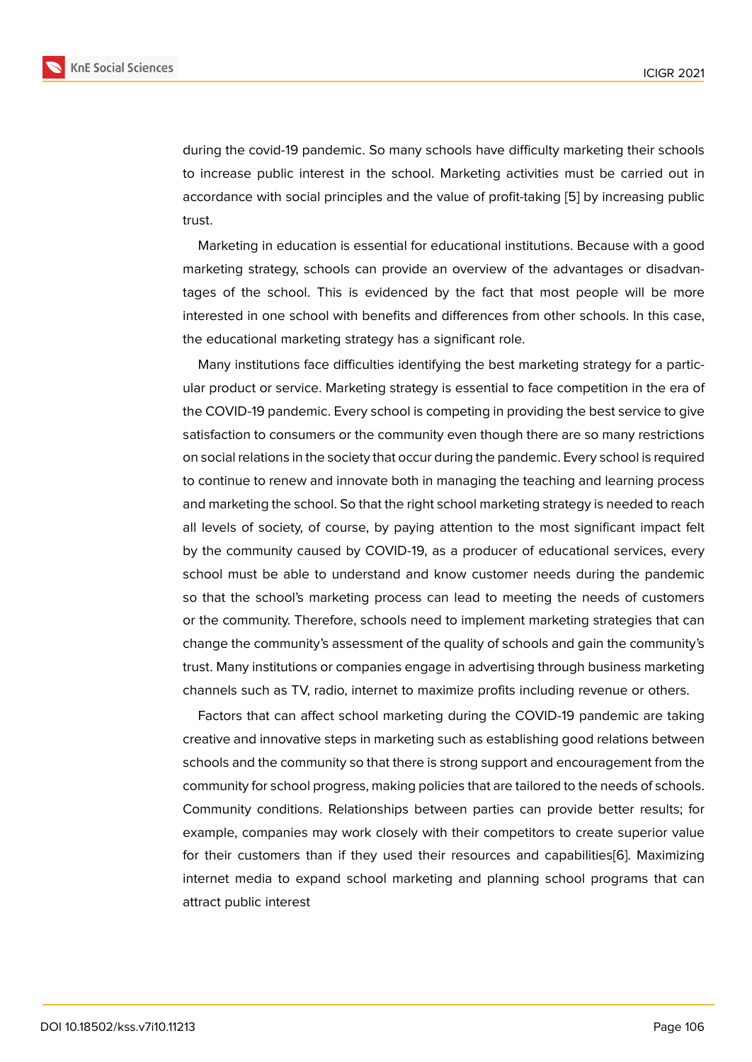during the covid-19 pandemic. So many schools have difficulty marketing their schools to increase public interest in the school. Marketing activities must be carried out in accordance with social principles and the value of profit-taking [5] by increasing public trust.

Marketing in education is essential for educational institutions. Because with a good marketing strategy, schools can provide an overview of the advantages or disadvantages of the school. This is evidenced by the fact that most people will be more interested in one school with benefits and differences from other schools. In this case, the educational marketing strategy has a significant role.

Many institutions face difficulties identifying the best marketing strategy for a particular product or service. Marketing strategy is essential to face competition in the era of the COVID-19 pandemic. Every school is competing in providing the best service to give satisfaction to consumers or the community even though there are so many restrictions on social relations in the society that occur during the pandemic. Every school is required to continue to renew and innovate both in managing the teaching and learning process and marketing the school. So that the right school marketing strategy is needed to reach all levels of society, of course, by paying attention to the most significant impact felt by the community caused by COVID-19, as a producer of educational services, every school must be able to understand and know customer needs during the pandemic so that the school's marketing process can lead to meeting the needs of customers or the community. Therefore, schools need to implement marketing strategies that can change the community's assessment of the quality of schools and gain the community's trust. Many institutions or companies engage in advertising through business marketing channels such as TV, radio, internet to maximize profits including revenue or others.

Factors that can affect school marketing during the COVID-19 pandemic are taking creative and innovative steps in marketing such as establishing good relations between schools and the community so that there is strong support and encouragement from the community for school progress, making policies that are tailored to the needs of schools. Community conditions. Relationships between parties can provide better results; for example, companies may work closely with their competitors to create superior value for their customers than if they used their resources and capabilities[6]. Maximizing internet media to expand school marketing and planning school programs that can attract public interest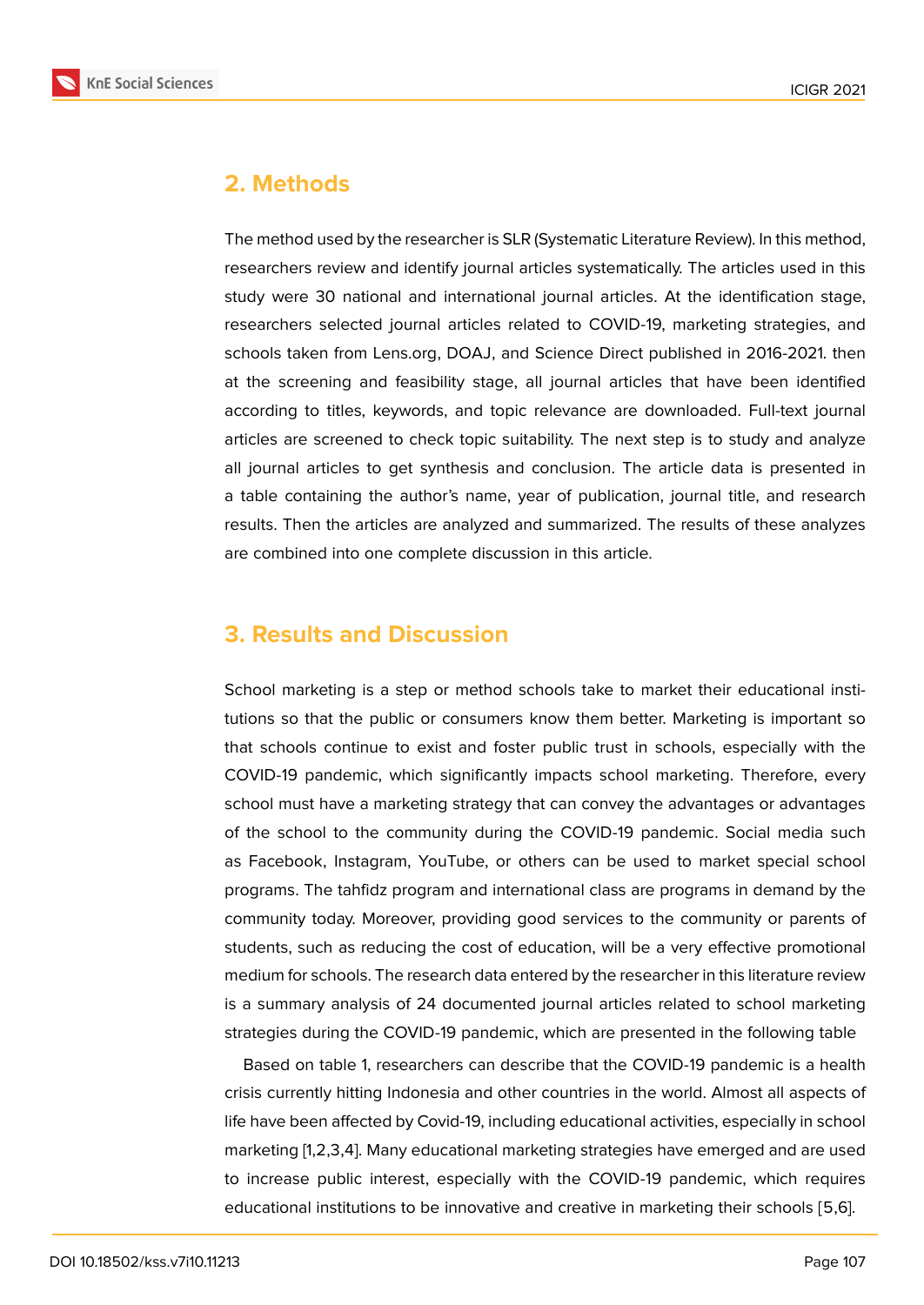## 2. Methods

The method used by the researcher is SLR (Systematic Literature Review). In this method, researchers review and identify journal articles systematically. The articles used in this study were 30 national and international journal articles. At the identification stage, researchers selected journal articles related to COVID-19, marketing strategies, and schools taken from Lens.org, DOAJ, and Science Direct published in 2016-2021. then at the screening and feasibility stage, all journal articles that have been identified according to titles, keywords, and topic relevance are downloaded. Full-text journal articles are screened to check topic suitability. The next step is to study and analyze all journal articles to get synthesis and conclusion. The article data is presented in a table containing the author's name, year of publication, journal title, and research results. Then the articles are analyzed and summarized. The results of these analyzes are combined into one complete discussion in this article.

## 3. Results and Discussion

School marketing is a step or method schools take to market their educational institutions so that the public or consumers know them better. Marketing is important so that schools continue to exist and foster public trust in schools, especially with the COVID-19 pandemic, which significantly impacts school marketing. Therefore, every school must have a marketing strategy that can convey the advantages or advantages of the school to the community during the COVID-19 pandemic. Social media such as Facebook, Instagram, YouTube, or others can be used to market special school programs. The tahfidz program and international class are programs in demand by the community today. Moreover, providing good services to the community or parents of students, such as reducing the cost of education, will be a very effective promotional medium for schools. The research data entered by the researcher in this literature review is a summary analysis of 24 documented journal articles related to school marketing strategies during the COVID-19 pandemic, which are presented in the following table

Based on table 1, researchers can describe that the COVID-19 pandemic is a health crisis currently hitting Indonesia and other countries in the world. Almost all aspects of life have been affected by Covid-19, including educational activities, especially in school marketing [1,2,3,4]. Many educational marketing strategies have emerged and are used to increase public interest, especially with the COVID-19 pandemic, which requires educational institutions to be innovative and creative in marketing their schools [5,6].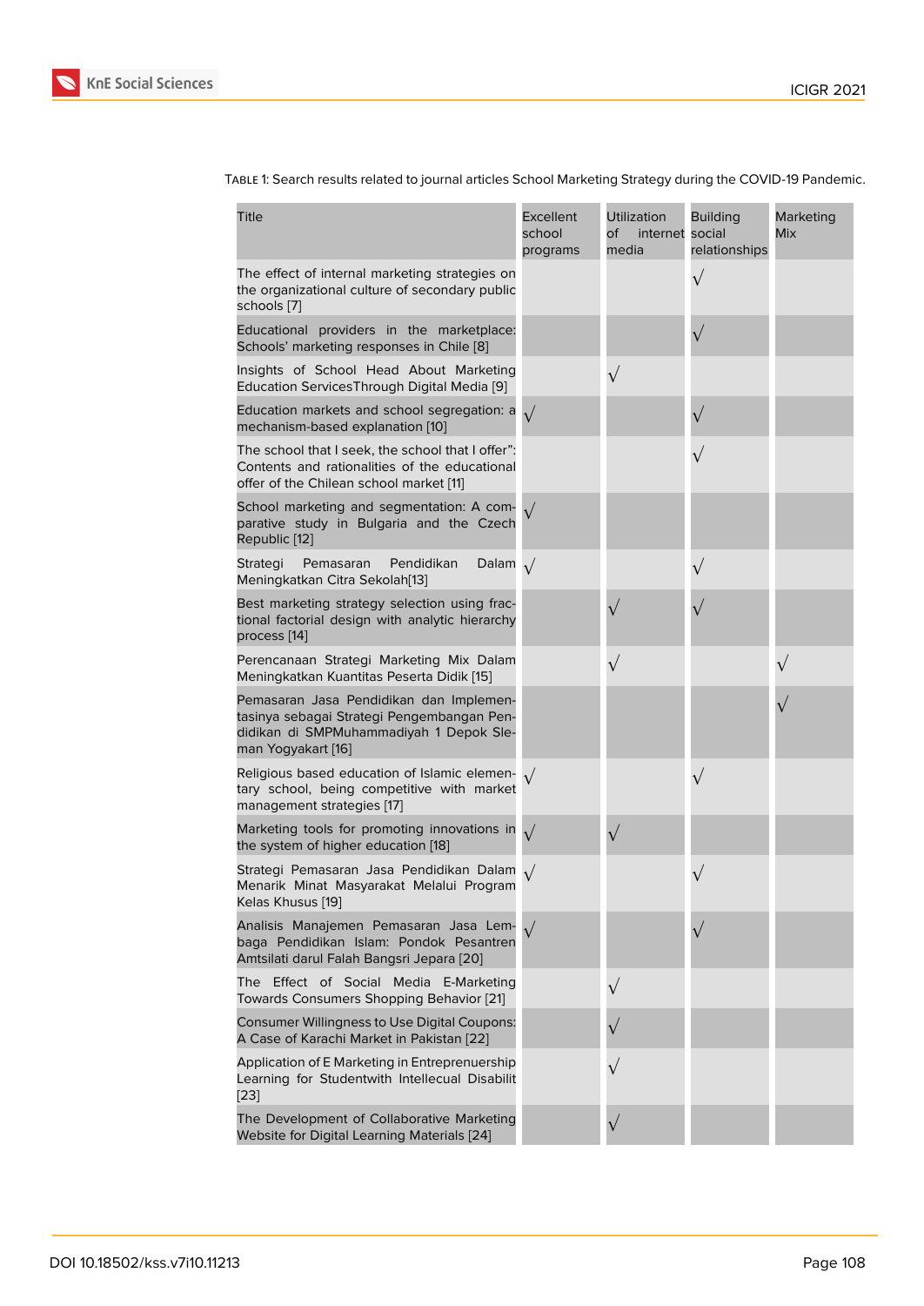Table 1: Search results related to journal articles School Marketing Strategy during the COVID-19 Pandemic.

| Title | Excellent school programs | Utilization of internet media | Building social relationships | Marketing Mix |
|---|---|---|---|---|
| The effect of internal marketing strategies on the organizational culture of secondary public schools [7] | | | √ | |
| Educational providers in the marketplace: Schools' marketing responses in Chile [8] | | | √ | |
| Insights of School Head About Marketing Education ServicesThrough Digital Media [9] | | √ | | |
| Education markets and school segregation: a mechanism-based explanation [10] | √ | | √ | |
| The school that I seek, the school that I offer": Contents and rationalities of the educational offer of the Chilean school market [11] | | | √ | |
| School marketing and segmentation: A comparative study in Bulgaria and the Czech Republic [12] | √ | | | |
| Strategi Pemasaran Pendidikan Dalam Meningkatkan Citra Sekolah[13] | √ | | √ | |
| Best marketing strategy selection using fractional factorial design with analytic hierarchy process [14] | | √ | √ | |
| Perencanaan Strategi Marketing Mix Dalam Meningkatkan Kuantitas Peserta Didik [15] | | √ | | √ |
| Pemasaran Jasa Pendidikan dan Implementasinya sebagai Strategi Pengembangan Pendidikan di SMPMuhammadiyah 1 Depok Sleman Yogyakart [16] | | | | √ |
| Religious based education of Islamic elementary school, being competitive with market management strategies [17] | √ | | √ | |
| Marketing tools for promoting innovations in the system of higher education [18] | √ | √ | | |
| Strategi Pemasaran Jasa Pendidikan Dalam Menarik Minat Masyarakat Melalui Program Kelas Khusus [19] | √ | | √ | |
| Analisis Manajemen Pemasaran Jasa Lembaga Pendidikan Islam: Pondok Pesantren Amtsilati darul Falah Bangsri Jepara [20] | √ | | √ | |
| The Effect of Social Media E-Marketing Towards Consumers Shopping Behavior [21] | | √ | | |
| Consumer Willingness to Use Digital Coupons: A Case of Karachi Market in Pakistan [22] | | √ | | |
| Application of E Marketing in Entrepreneurship Learning for Studentwith Intellecual Disabilit [23] | | √ | | |
| The Development of Collaborative Marketing Website for Digital Learning Materials [24] | | √ | | |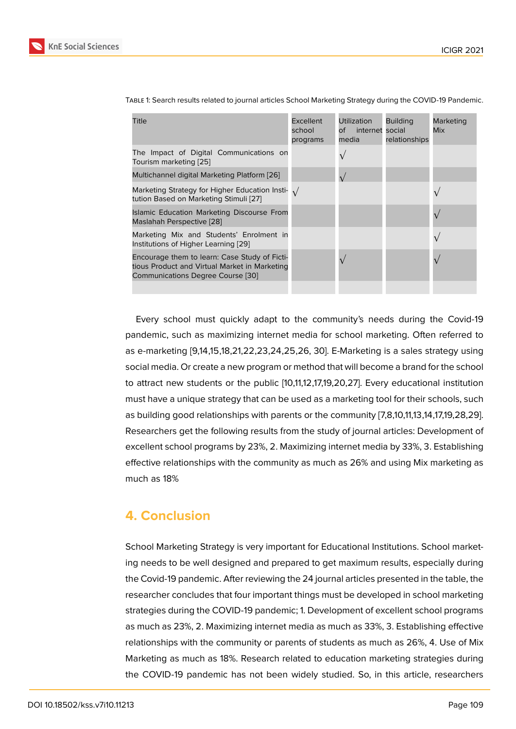Table 1: Search results related to journal articles School Marketing Strategy during the COVID-19 Pandemic.

| Title | Excellent school programs | Utilization of internet media | Building social relationships | Marketing Mix |
|---|---|---|---|---|
| The Impact of Digital Communications on Tourism marketing [25] | | √ | | |
| Multichannel digital Marketing Platform [26] | | √ | | |
| Marketing Strategy for Higher Education Institution Based on Marketing Stimuli [27] | √ | | | √ |
| Islamic Education Marketing Discourse From Maslahah Perspective [28] | | | | √ |
| Marketing Mix and Students' Enrolment in Institutions of Higher Learning [29] | | | | √ |
| Encourage them to learn: Case Study of Fictitious Product and Virtual Market in Marketing Communications Degree Course [30] | | √ | | √ |
| | | | | |

Every school must quickly adapt to the community's needs during the Covid-19 pandemic, such as maximizing internet media for school marketing. Often referred to as e-marketing [9,14,15,18,21,22,23,24,25,26, 30]. E-Marketing is a sales strategy using social media. Or create a new program or method that will become a brand for the school to attract new students or the public [10,11,12,17,19,20,27]. Every educational institution must have a unique strategy that can be used as a marketing tool for their schools, such as building good relationships with parents or the community [7,8,10,11,13,14,17,19,28,29]. Researchers get the following results from the study of journal articles: Development of excellent school programs by 23%, 2. Maximizing internet media by 33%, 3. Establishing effective relationships with the community as much as 26% and using Mix marketing as much as 18%

## 4. Conclusion

School Marketing Strategy is very important for Educational Institutions. School marketing needs to be well designed and prepared to get maximum results, especially during the Covid-19 pandemic. After reviewing the 24 journal articles presented in the table, the researcher concludes that four important things must be developed in school marketing strategies during the COVID-19 pandemic; 1. Development of excellent school programs as much as 23%, 2. Maximizing internet media as much as 33%, 3. Establishing effective relationships with the community or parents of students as much as 26%, 4. Use of Mix Marketing as much as 18%. Research related to education marketing strategies during the COVID-19 pandemic has not been widely studied. So, in this article, researchers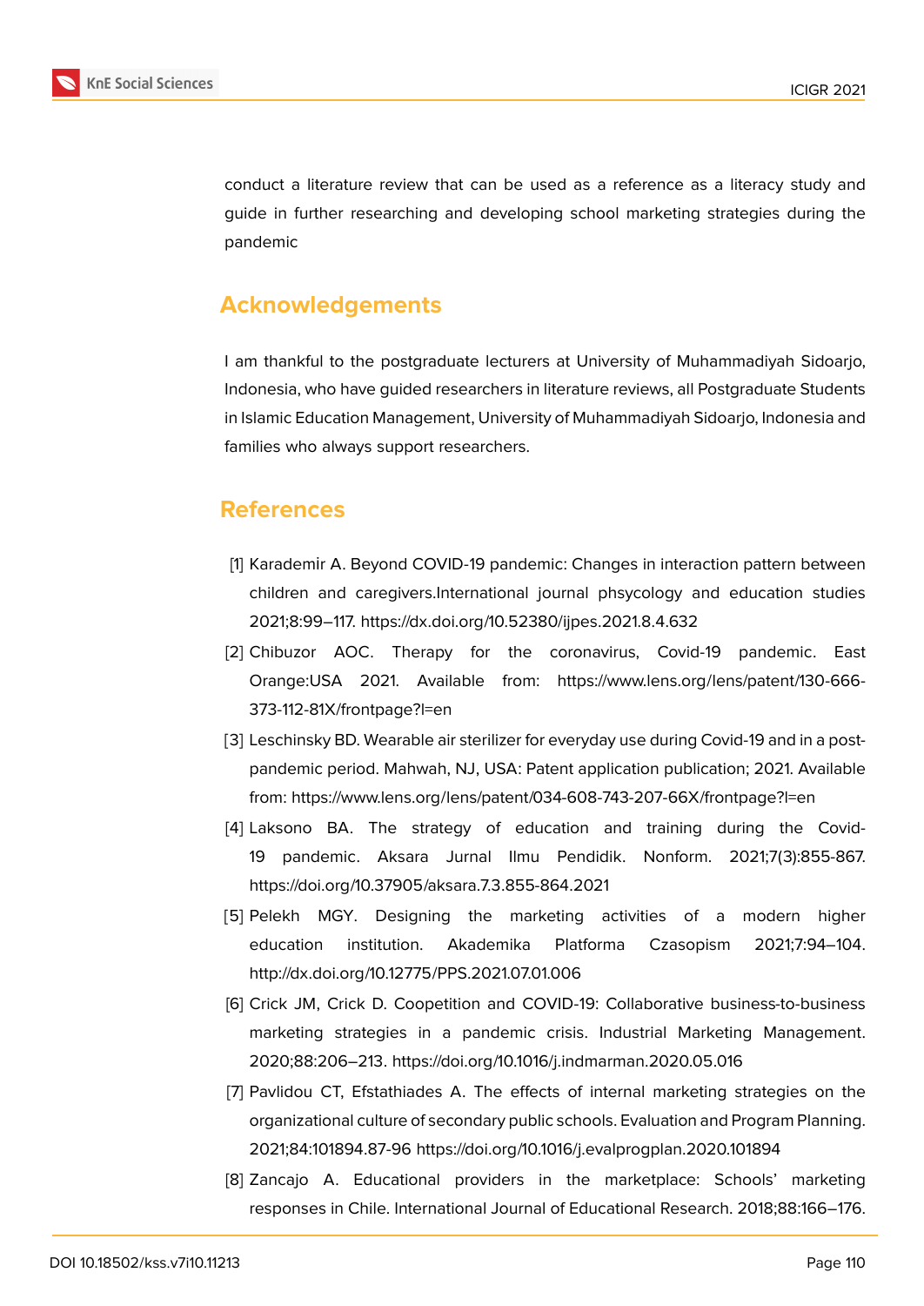conduct a literature review that can be used as a reference as a literacy study and guide in further researching and developing school marketing strategies during the pandemic

## Acknowledgements

I am thankful to the postgraduate lecturers at University of Muhammadiyah Sidoarjo, Indonesia, who have guided researchers in literature reviews, all Postgraduate Students in Islamic Education Management, University of Muhammadiyah Sidoarjo, Indonesia and families who always support researchers.

## References

[1] Karademir A. Beyond COVID-19 pandemic: Changes in interaction pattern between children and caregivers.International journal phsycology and education studies 2021;8:99–117. https://dx.doi.org/10.52380/ijpes.2021.8.4.632

[2] Chibuzor AOC. Therapy for the coronavirus, Covid-19 pandemic. East Orange:USA 2021. Available from: https://www.lens.org/lens/patent/130-666-373-112-81X/frontpage?l=en

[3] Leschinsky BD. Wearable air sterilizer for everyday use during Covid-19 and in a post-pandemic period. Mahwah, NJ, USA: Patent application publication; 2021. Available from: https://www.lens.org/lens/patent/034-608-743-207-66X/frontpage?l=en

[4] Laksono BA. The strategy of education and training during the Covid-19 pandemic. Aksara Jurnal Ilmu Pendidik. Nonform. 2021;7(3):855-867. https://doi.org/10.37905/aksara.7.3.855-864.2021

[5] Pelekh MGY. Designing the marketing activities of a modern higher education institution. Akademika Platforma Czasopism 2021;7:94–104. http://dx.doi.org/10.12775/PPS.2021.07.01.006

[6] Crick JM, Crick D. Coopetition and COVID-19: Collaborative business-to-business marketing strategies in a pandemic crisis. Industrial Marketing Management. 2020;88:206–213. https://doi.org/10.1016/j.indmarman.2020.05.016

[7] Pavlidou CT, Efstathiades A. The effects of internal marketing strategies on the organizational culture of secondary public schools. Evaluation and Program Planning. 2021;84:101894.87-96 https://doi.org/10.1016/j.evalprogplan.2020.101894

[8] Zancajo A. Educational providers in the marketplace: Schools' marketing responses in Chile. International Journal of Educational Research. 2018;88:166–176.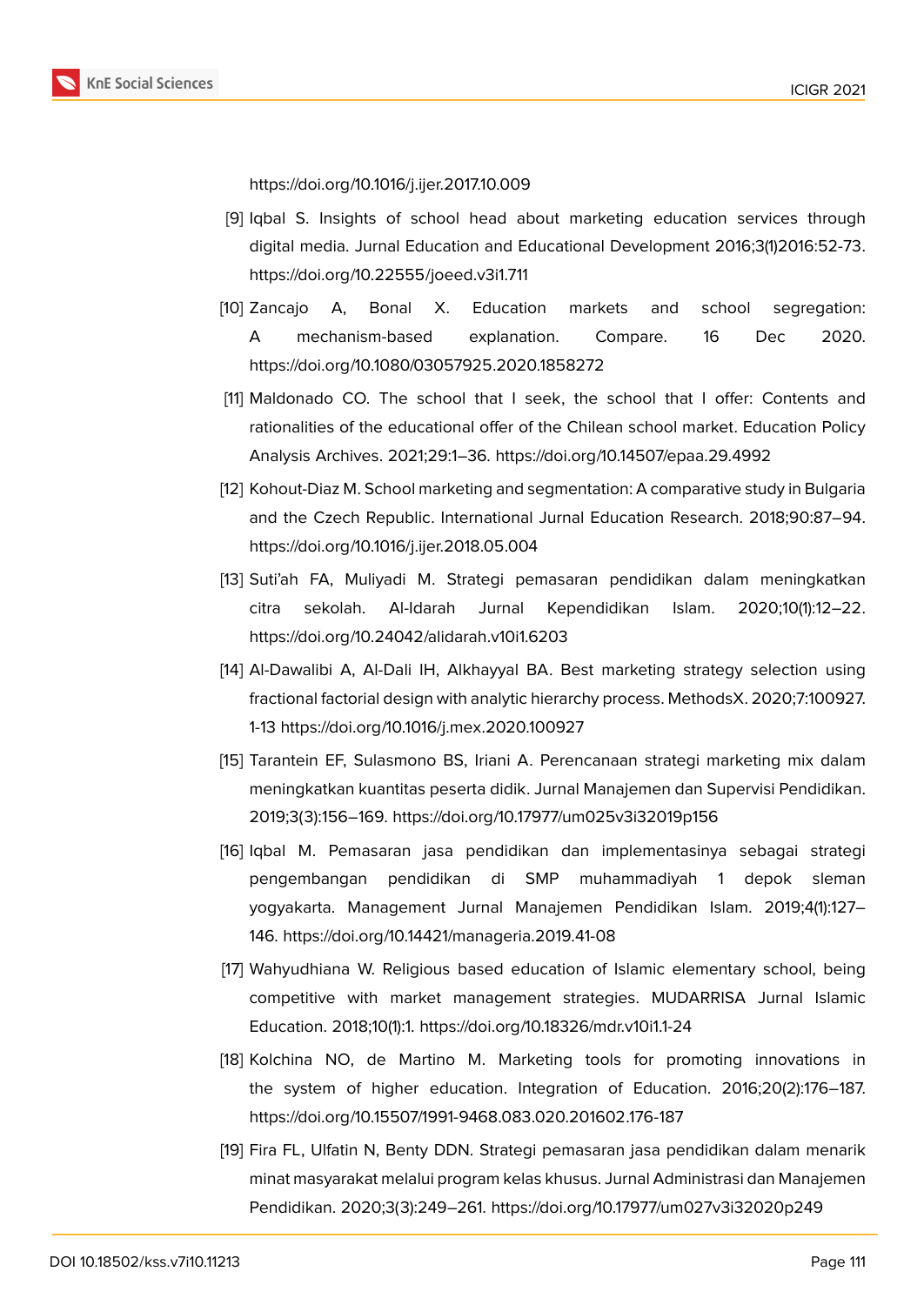https://doi.org/10.1016/j.ijer.2017.10.009

[9] Iqbal S. Insights of school head about marketing education services through digital media. Jurnal Education and Educational Development 2016;3(1)2016:52-73. https://doi.org/10.22555/joeed.v3i1.711

[10] Zancajo A, Bonal X. Education markets and school segregation: A mechanism-based explanation. Compare. 16 Dec 2020. https://doi.org/10.1080/03057925.2020.1858272

[11] Maldonado CO. The school that I seek, the school that I offer: Contents and rationalities of the educational offer of the Chilean school market. Education Policy Analysis Archives. 2021;29:1–36. https://doi.org/10.14507/epaa.29.4992

[12] Kohout-Diaz M. School marketing and segmentation: A comparative study in Bulgaria and the Czech Republic. International Jurnal Education Research. 2018;90:87–94. https://doi.org/10.1016/j.ijer.2018.05.004

[13] Suti'ah FA, Muliyadi M. Strategi pemasaran pendidikan dalam meningkatkan citra sekolah. Al-Idarah Jurnal Kependidikan Islam. 2020;10(1):12–22. https://doi.org/10.24042/alidarah.v10i1.6203

[14] Al-Dawalibi A, Al-Dali IH, Alkhayyal BA. Best marketing strategy selection using fractional factorial design with analytic hierarchy process. MethodsX. 2020;7:100927. 1-13 https://doi.org/10.1016/j.mex.2020.100927

[15] Tarantein EF, Sulasmono BS, Iriani A. Perencanaan strategi marketing mix dalam meningkatkan kuantitas peserta didik. Jurnal Manajemen dan Supervisi Pendidikan. 2019;3(3):156–169. https://doi.org/10.17977/um025v3i32019p156

[16] Iqbal M. Pemasaran jasa pendidikan dan implementasinya sebagai strategi pengembangan pendidikan di SMP muhammadiyah 1 depok sleman yogyakarta. Management Jurnal Manajemen Pendidikan Islam. 2019;4(1):127–146. https://doi.org/10.14421/manageria.2019.41-08

[17] Wahyudhiana W. Religious based education of Islamic elementary school, being competitive with market management strategies. MUDARRISA Jurnal Islamic Education. 2018;10(1):1. https://doi.org/10.18326/mdr.v10i1.1-24

[18] Kolchina NO, de Martino M. Marketing tools for promoting innovations in the system of higher education. Integration of Education. 2016;20(2):176–187. https://doi.org/10.15507/1991-9468.083.020.201602.176-187

[19] Fira FL, Ulfatin N, Benty DDN. Strategi pemasaran jasa pendidikan dalam menarik minat masyarakat melalui program kelas khusus. Jurnal Administrasi dan Manajemen Pendidikan. 2020;3(3):249–261. https://doi.org/10.17977/um027v3i32020p249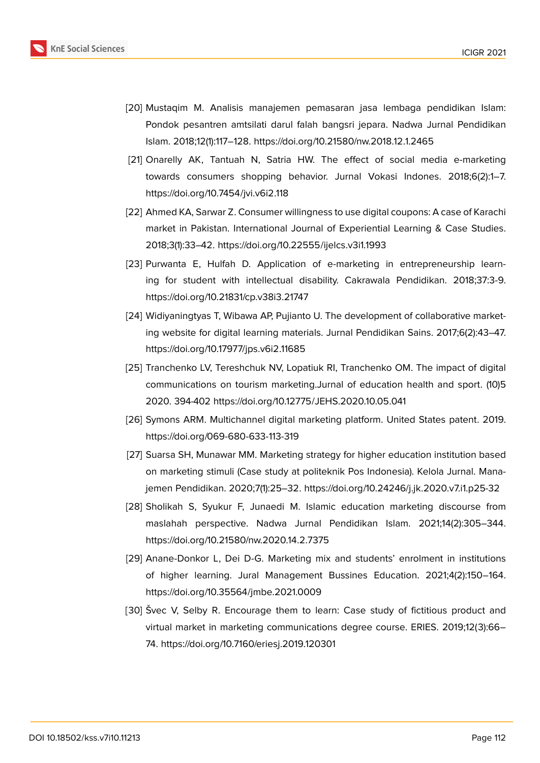[20] Mustaqim M. Analisis manajemen pemasaran jasa lembaga pendidikan Islam: Pondok pesantren amtsilati darul falah bangsri jepara. Nadwa Jurnal Pendidikan Islam. 2018;12(1):117–128. https://doi.org/10.21580/nw.2018.12.1.2465

[21] Onarelly AK, Tantuah N, Satria HW. The effect of social media e-marketing towards consumers shopping behavior. Jurnal Vokasi Indones. 2018;6(2):1–7. https://doi.org/10.7454/jvi.v6i2.118

[22] Ahmed KA, Sarwar Z. Consumer willingness to use digital coupons: A case of Karachi market in Pakistan. International Journal of Experiential Learning & Case Studies. 2018;3(1):33–42. https://doi.org/10.22555/ijelcs.v3i1.1993

[23] Purwanta E, Hulfah D. Application of e-marketing in entrepreneurship learning for student with intellectual disability. Cakrawala Pendidikan. 2018;37:3-9. https://doi.org/10.21831/cp.v38i3.21747

[24] Widiyaningtyas T, Wibawa AP, Pujianto U. The development of collaborative marketing website for digital learning materials. Jurnal Pendidikan Sains. 2017;6(2):43–47. https://doi.org/10.17977/jps.v6i2.11685

[25] Tranchenko LV, Tereshchuk NV, Lopatiuk RI, Tranchenko OM. The impact of digital communications on tourism marketing.Jurnal of education health and sport. (10)5 2020. 394-402 https://doi.org/10.12775/JEHS.2020.10.05.041

[26] Symons ARM. Multichannel digital marketing platform. United States patent. 2019. https://doi.org/069-680-633-113-319

[27] Suarsa SH, Munawar MM. Marketing strategy for higher education institution based on marketing stimuli (Case study at politeknik Pos Indonesia). Kelola Jurnal. Manajemen Pendidikan. 2020;7(1):25–32. https://doi.org/10.24246/j.jk.2020.v7.i1.p25-32

[28] Sholikah S, Syukur F, Junaedi M. Islamic education marketing discourse from maslahah perspective. Nadwa Jurnal Pendidikan Islam. 2021;14(2):305–344. https://doi.org/10.21580/nw.2020.14.2.7375

[29] Anane-Donkor L, Dei D-G. Marketing mix and students' enrolment in institutions of higher learning. Jural Management Bussines Education. 2021;4(2):150–164. https://doi.org/10.35564/jmbe.2021.0009

[30] Švec V, Selby R. Encourage them to learn: Case study of fictitious product and virtual market in marketing communications degree course. ERIES. 2019;12(3):66–74. https://doi.org/10.7160/eriesj.2019.120301